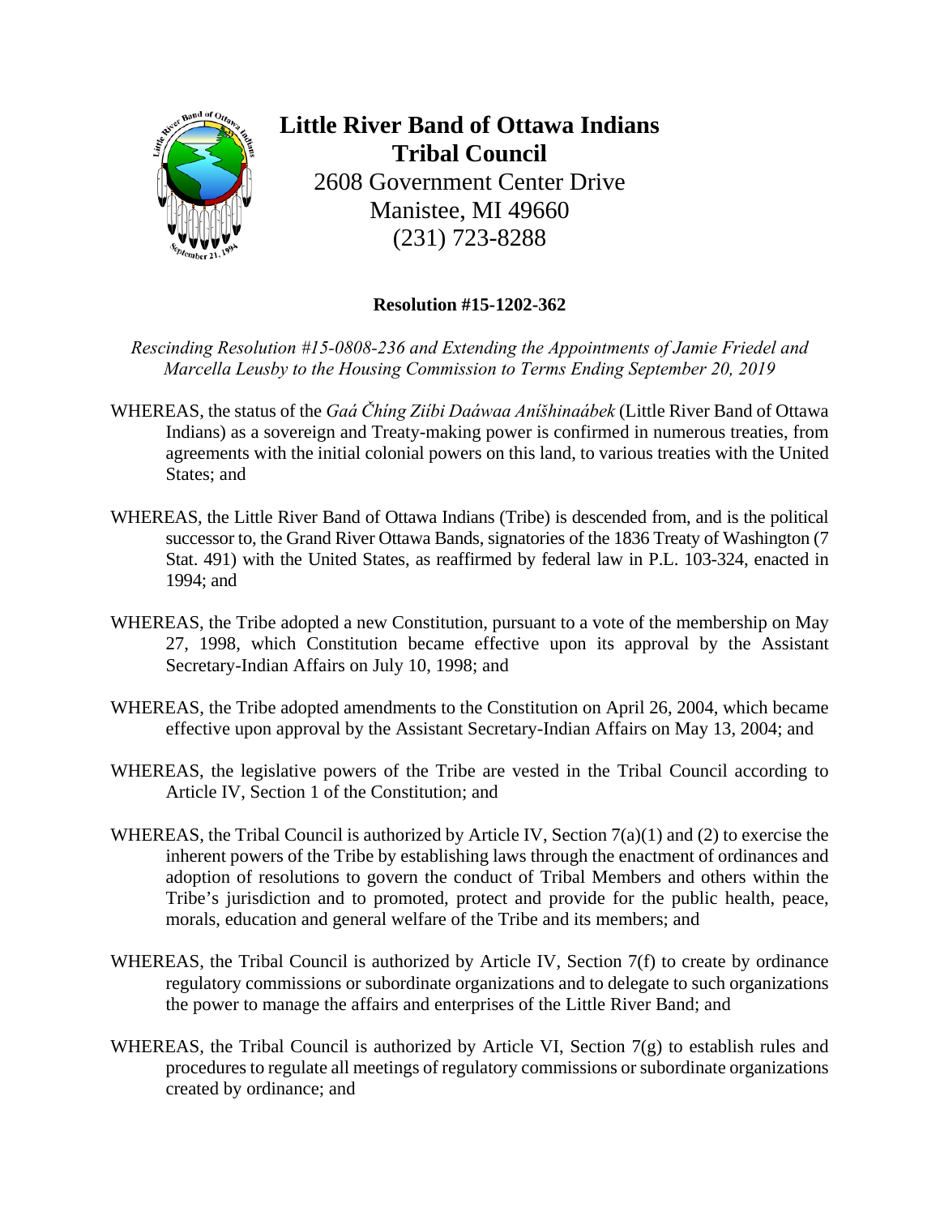# Little River Band of Ottawa Indians
## Tribal Council

2608 Government Center Drive
Manistee, MI 49660
(231) 723-8288

**Resolution #15-1202-362**

*Rescinding Resolution #15-0808-236 and Extending the Appointments of Jamie Friedel and Marcella Leusby to the Housing Commission to Terms Ending September 20, 2019*

WHEREAS, the status of the *Gaá Čhíng Ziíbi Daáwaa Aníšhinaábek* (Little River Band of Ottawa Indians) as a sovereign and Treaty-making power is confirmed in numerous treaties, from agreements with the initial colonial powers on this land, to various treaties with the United States; and

WHEREAS, the Little River Band of Ottawa Indians (Tribe) is descended from, and is the political successor to, the Grand River Ottawa Bands, signatories of the 1836 Treaty of Washington (7 Stat. 491) with the United States, as reaffirmed by federal law in P.L. 103-324, enacted in 1994; and

WHEREAS, the Tribe adopted a new Constitution, pursuant to a vote of the membership on May 27, 1998, which Constitution became effective upon its approval by the Assistant Secretary-Indian Affairs on July 10, 1998; and

WHEREAS, the Tribe adopted amendments to the Constitution on April 26, 2004, which became effective upon approval by the Assistant Secretary-Indian Affairs on May 13, 2004; and

WHEREAS, the legislative powers of the Tribe are vested in the Tribal Council according to Article IV, Section 1 of the Constitution; and

WHEREAS, the Tribal Council is authorized by Article IV, Section 7(a)(1) and (2) to exercise the inherent powers of the Tribe by establishing laws through the enactment of ordinances and adoption of resolutions to govern the conduct of Tribal Members and others within the Tribe's jurisdiction and to promoted, protect and provide for the public health, peace, morals, education and general welfare of the Tribe and its members; and

WHEREAS, the Tribal Council is authorized by Article IV, Section 7(f) to create by ordinance regulatory commissions or subordinate organizations and to delegate to such organizations the power to manage the affairs and enterprises of the Little River Band; and

WHEREAS, the Tribal Council is authorized by Article VI, Section 7(g) to establish rules and procedures to regulate all meetings of regulatory commissions or subordinate organizations created by ordinance; and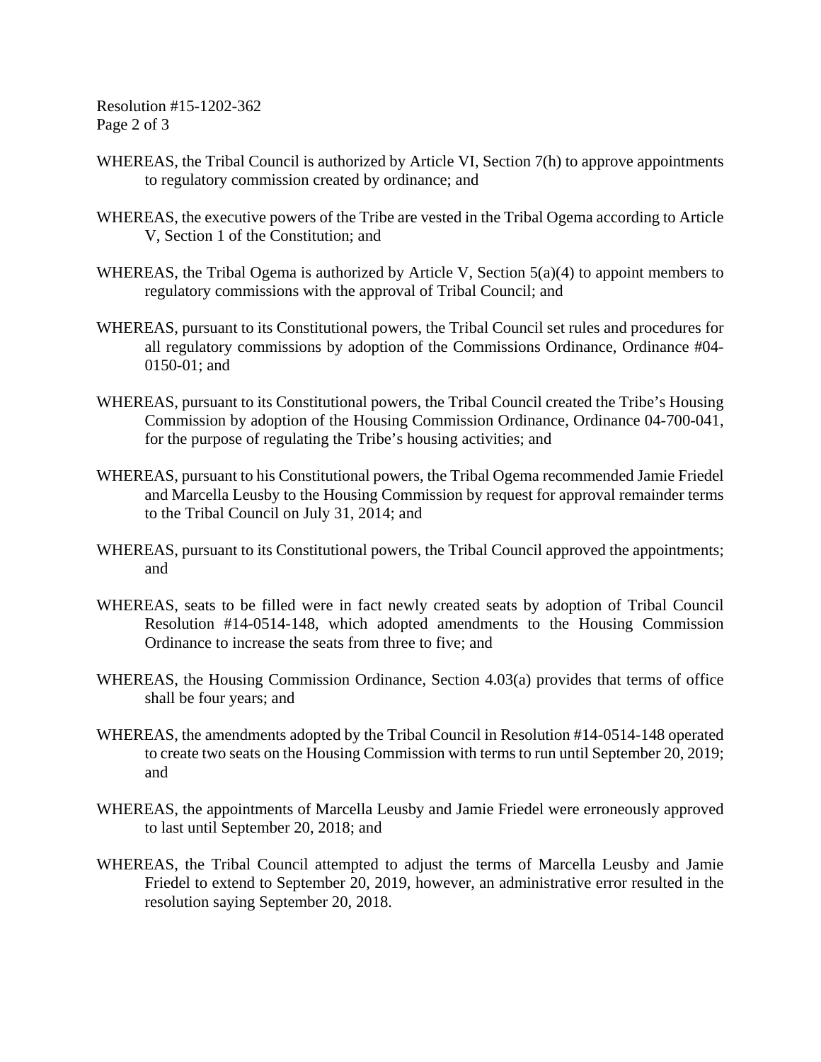WHEREAS, the Tribal Council is authorized by Article VI, Section 7(h) to approve appointments to regulatory commission created by ordinance; and

WHEREAS, the executive powers of the Tribe are vested in the Tribal Ogema according to Article V, Section 1 of the Constitution; and

WHEREAS, the Tribal Ogema is authorized by Article V, Section 5(a)(4) to appoint members to regulatory commissions with the approval of Tribal Council; and

WHEREAS, pursuant to its Constitutional powers, the Tribal Council set rules and procedures for all regulatory commissions by adoption of the Commissions Ordinance, Ordinance #04-0150-01; and

WHEREAS, pursuant to its Constitutional powers, the Tribal Council created the Tribe's Housing Commission by adoption of the Housing Commission Ordinance, Ordinance 04-700-041, for the purpose of regulating the Tribe's housing activities; and

WHEREAS, pursuant to his Constitutional powers, the Tribal Ogema recommended Jamie Friedel and Marcella Leusby to the Housing Commission by request for approval remainder terms to the Tribal Council on July 31, 2014; and

WHEREAS, pursuant to its Constitutional powers, the Tribal Council approved the appointments; and

WHEREAS, seats to be filled were in fact newly created seats by adoption of Tribal Council Resolution #14-0514-148, which adopted amendments to the Housing Commission Ordinance to increase the seats from three to five; and

WHEREAS, the Housing Commission Ordinance, Section 4.03(a) provides that terms of office shall be four years; and

WHEREAS, the amendments adopted by the Tribal Council in Resolution #14-0514-148 operated to create two seats on the Housing Commission with terms to run until September 20, 2019; and

WHEREAS, the appointments of Marcella Leusby and Jamie Friedel were erroneously approved to last until September 20, 2018; and

WHEREAS, the Tribal Council attempted to adjust the terms of Marcella Leusby and Jamie Friedel to extend to September 20, 2019, however, an administrative error resulted in the resolution saying September 20, 2018.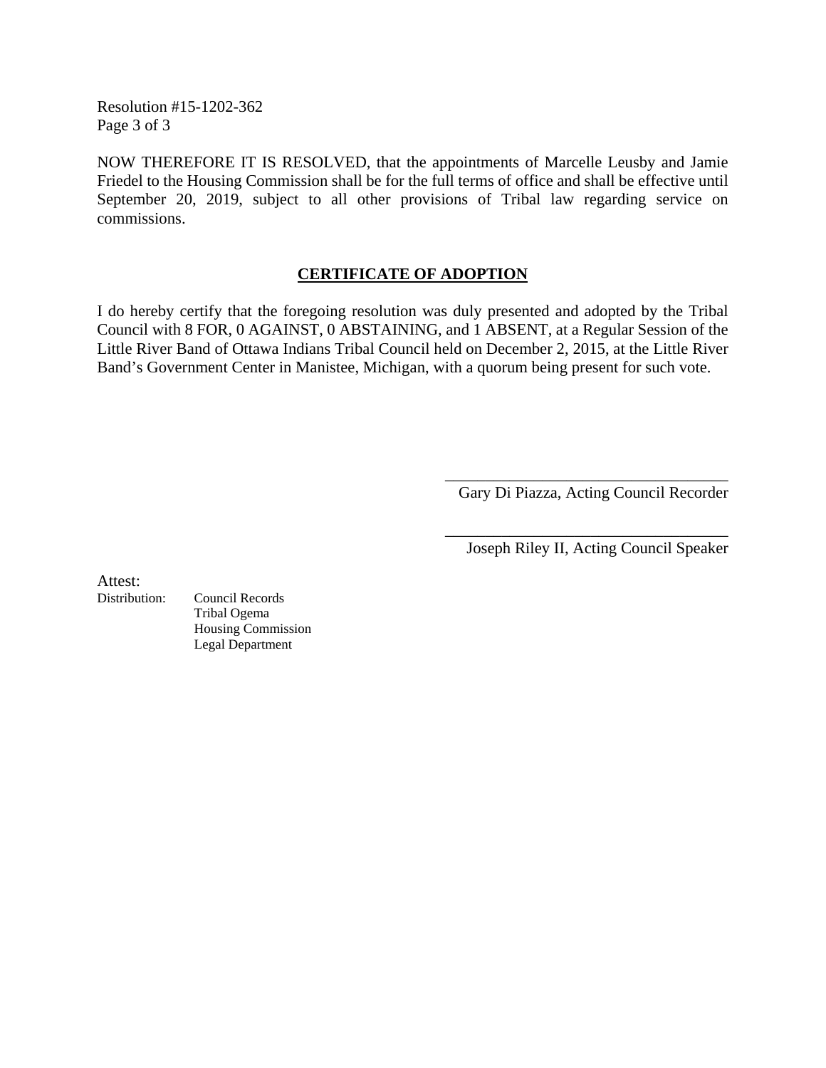NOW THEREFORE IT IS RESOLVED, that the appointments of Marcelle Leusby and Jamie Friedel to the Housing Commission shall be for the full terms of office and shall be effective until September 20, 2019, subject to all other provisions of Tribal law regarding service on commissions.

## CERTIFICATE OF ADOPTION

I do hereby certify that the foregoing resolution was duly presented and adopted by the Tribal Council with 8 FOR, 0 AGAINST, 0 ABSTAINING, and 1 ABSENT, at a Regular Session of the Little River Band of Ottawa Indians Tribal Council held on December 2, 2015, at the Little River Band's Government Center in Manistee, Michigan, with a quorum being present for such vote.

\_\_\_\_\_\_\_\_\_\_\_\_\_\_\_\_\_\_\_\_\_\_\_\_\_\_\_\_\_\_\_\_\_\_\_\_
Gary Di Piazza, Acting Council Recorder

\_\_\_\_\_\_\_\_\_\_\_\_\_\_\_\_\_\_\_\_\_\_\_\_\_\_\_\_\_\_\_\_\_\_\_\_
Joseph Riley II, Acting Council Speaker

Attest:

Distribution: Council Records
Tribal Ogema
Housing Commission
Legal Department